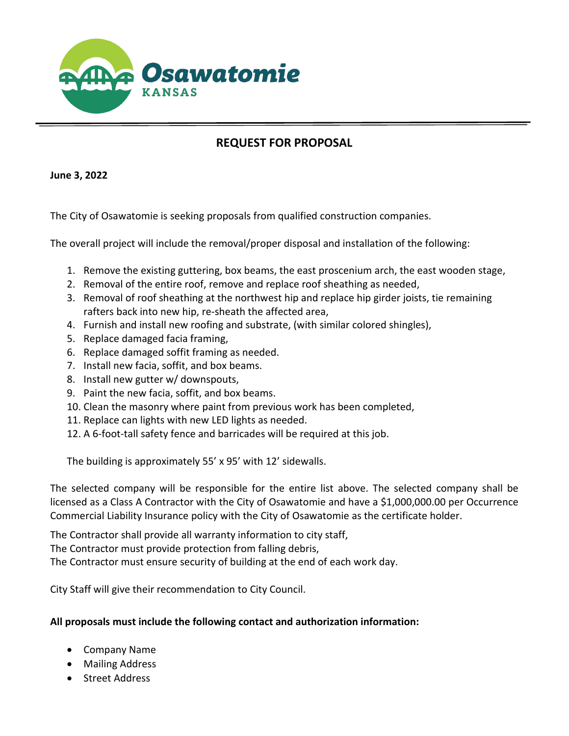Osawatomie
KANSAS

## REQUEST FOR PROPOSAL

**June 3, 2022**

The City of Osawatomie is seeking proposals from qualified construction companies.

The overall project will include the removal/proper disposal and installation of the following:

1. Remove the existing guttering, box beams, the east proscenium arch, the east wooden stage,
2. Removal of the entire roof, remove and replace roof sheathing as needed,
3. Removal of roof sheathing at the northwest hip and replace hip girder joists, tie remaining rafters back into new hip, re-sheath the affected area,
4. Furnish and install new roofing and substrate, (with similar colored shingles),
5. Replace damaged facia framing,
6. Replace damaged soffit framing as needed.
7. Install new facia, soffit, and box beams.
8. Install new gutter w/ downspouts,
9. Paint the new facia, soffit, and box beams.
10. Clean the masonry where paint from previous work has been completed,
11. Replace can lights with new LED lights as needed.
12. A 6-foot-tall safety fence and barricades will be required at this job.

The building is approximately 55' x 95' with 12' sidewalls.

The selected company will be responsible for the entire list above. The selected company shall be licensed as a Class A Contractor with the City of Osawatomie and have a $1,000,000.00 per Occurrence Commercial Liability Insurance policy with the City of Osawatomie as the certificate holder.

The Contractor shall provide all warranty information to city staff,
The Contractor must provide protection from falling debris,
The Contractor must ensure security of building at the end of each work day.

City Staff will give their recommendation to City Council.

**All proposals must include the following contact and authorization information:**

- Company Name
- Mailing Address
- Street Address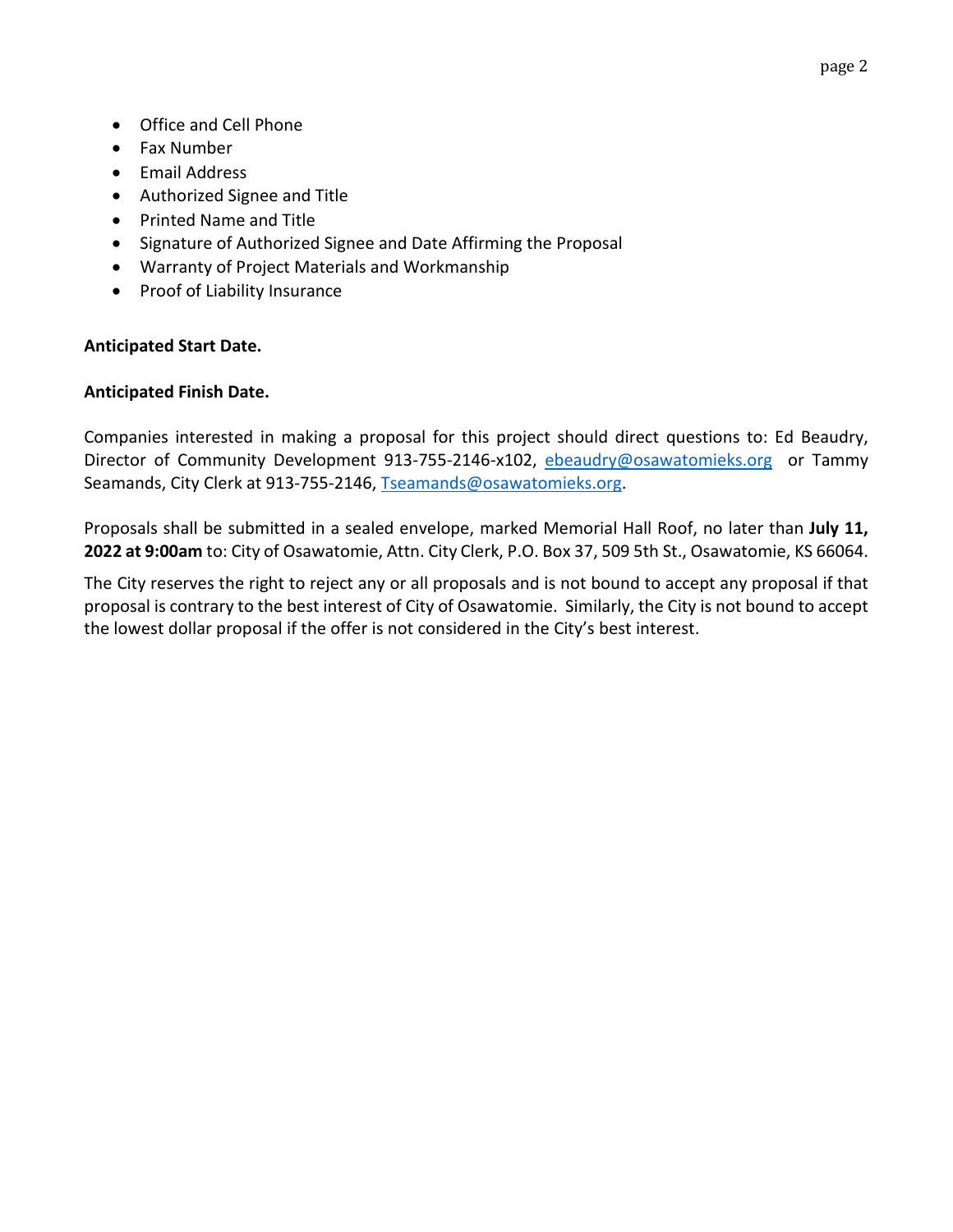- Office and Cell Phone
- Fax Number
- Email Address
- Authorized Signee and Title
- Printed Name and Title
- Signature of Authorized Signee and Date Affirming the Proposal
- Warranty of Project Materials and Workmanship
- Proof of Liability Insurance

**Anticipated Start Date.**

**Anticipated Finish Date.**

Companies interested in making a proposal for this project should direct questions to: Ed Beaudry, Director of Community Development 913-755-2146-x102, ebeaudry@osawatomieks.org or Tammy Seamands, City Clerk at 913-755-2146, Tseamands@osawatomieks.org.

Proposals shall be submitted in a sealed envelope, marked Memorial Hall Roof, no later than **July 11, 2022 at 9:00am** to: City of Osawatomie, Attn. City Clerk, P.O. Box 37, 509 5th St., Osawatomie, KS 66064.

The City reserves the right to reject any or all proposals and is not bound to accept any proposal if that proposal is contrary to the best interest of City of Osawatomie. Similarly, the City is not bound to accept the lowest dollar proposal if the offer is not considered in the City's best interest.